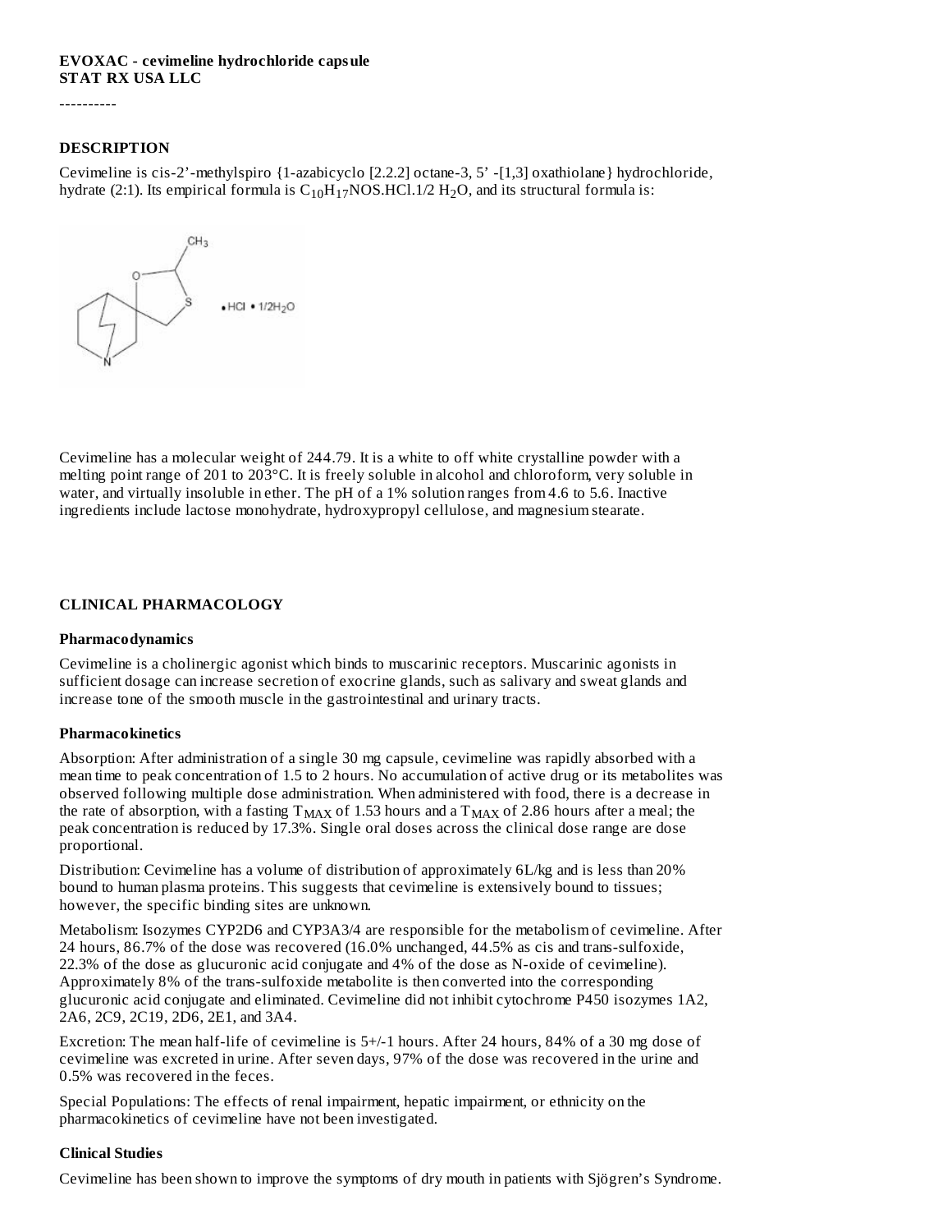**EVOXAC - cevimeline hydrochloride capsule**
**STAT RX USA LLC**

----------

### DESCRIPTION

Cevimeline is cis-2'-methylspiro {1-azabicyclo [2.2.2] octane-3, 5' -[1,3] oxathiolane} hydrochloride, hydrate (2:1). Its empirical formula is $C_{10}H_{17}NOS.HCl.1/2\ H_2O$, and its structural formula is:

Cevimeline has a molecular weight of 244.79. It is a white to off white crystalline powder with a melting point range of 201 to 203°C. It is freely soluble in alcohol and chloroform, very soluble in water, and virtually insoluble in ether. The pH of a 1% solution ranges from 4.6 to 5.6. Inactive ingredients include lactose monohydrate, hydroxypropyl cellulose, and magnesium stearate.

### CLINICAL PHARMACOLOGY

#### Pharmacodynamics

Cevimeline is a cholinergic agonist which binds to muscarinic receptors. Muscarinic agonists in sufficient dosage can increase secretion of exocrine glands, such as salivary and sweat glands and increase tone of the smooth muscle in the gastrointestinal and urinary tracts.

#### Pharmacokinetics

Absorption: After administration of a single 30 mg capsule, cevimeline was rapidly absorbed with a mean time to peak concentration of 1.5 to 2 hours. No accumulation of active drug or its metabolites was observed following multiple dose administration. When administered with food, there is a decrease in the rate of absorption, with a fasting $T_{MAX}$ of 1.53 hours and a $T_{MAX}$ of 2.86 hours after a meal; the peak concentration is reduced by 17.3%. Single oral doses across the clinical dose range are dose proportional.

Distribution: Cevimeline has a volume of distribution of approximately 6L/kg and is less than 20% bound to human plasma proteins. This suggests that cevimeline is extensively bound to tissues; however, the specific binding sites are unknown.

Metabolism: Isozymes CYP2D6 and CYP3A3/4 are responsible for the metabolism of cevimeline. After 24 hours, 86.7% of the dose was recovered (16.0% unchanged, 44.5% as cis and trans-sulfoxide, 22.3% of the dose as glucuronic acid conjugate and 4% of the dose as N-oxide of cevimeline). Approximately 8% of the trans-sulfoxide metabolite is then converted into the corresponding glucuronic acid conjugate and eliminated. Cevimeline did not inhibit cytochrome P450 isozymes 1A2, 2A6, 2C9, 2C19, 2D6, 2E1, and 3A4.

Excretion: The mean half-life of cevimeline is 5+/-1 hours. After 24 hours, 84% of a 30 mg dose of cevimeline was excreted in urine. After seven days, 97% of the dose was recovered in the urine and 0.5% was recovered in the feces.

Special Populations: The effects of renal impairment, hepatic impairment, or ethnicity on the pharmacokinetics of cevimeline have not been investigated.

#### Clinical Studies

Cevimeline has been shown to improve the symptoms of dry mouth in patients with Sjögren's Syndrome.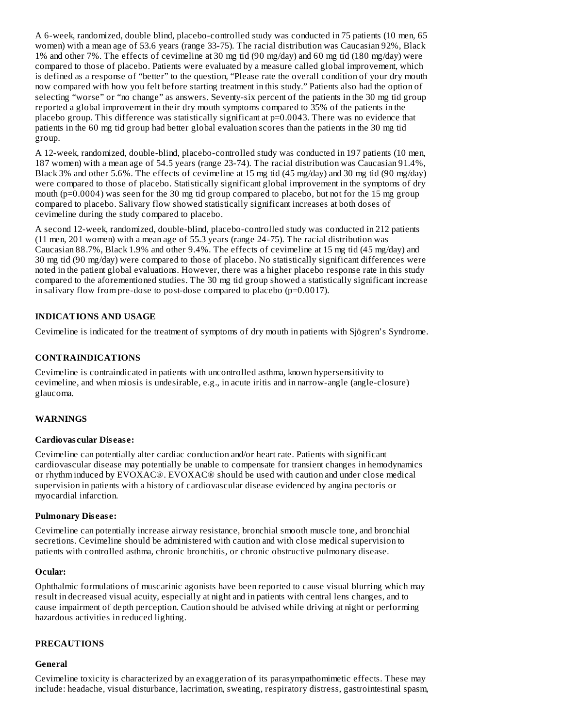A 6-week, randomized, double blind, placebo-controlled study was conducted in 75 patients (10 men, 65 women) with a mean age of 53.6 years (range 33-75). The racial distribution was Caucasian 92%, Black 1% and other 7%. The effects of cevimeline at 30 mg tid (90 mg/day) and 60 mg tid (180 mg/day) were compared to those of placebo. Patients were evaluated by a measure called global improvement, which is defined as a response of "better" to the question, "Please rate the overall condition of your dry mouth now compared with how you felt before starting treatment in this study." Patients also had the option of selecting "worse" or "no change" as answers. Seventy-six percent of the patients in the 30 mg tid group reported a global improvement in their dry mouth symptoms compared to 35% of the patients in the placebo group. This difference was statistically significant at p=0.0043. There was no evidence that patients in the 60 mg tid group had better global evaluation scores than the patients in the 30 mg tid group.

A 12-week, randomized, double-blind, placebo-controlled study was conducted in 197 patients (10 men, 187 women) with a mean age of 54.5 years (range 23-74). The racial distribution was Caucasian 91.4%, Black 3% and other 5.6%. The effects of cevimeline at 15 mg tid (45 mg/day) and 30 mg tid (90 mg/day) were compared to those of placebo. Statistically significant global improvement in the symptoms of dry mouth (p=0.0004) was seen for the 30 mg tid group compared to placebo, but not for the 15 mg group compared to placebo. Salivary flow showed statistically significant increases at both doses of cevimeline during the study compared to placebo.

A second 12-week, randomized, double-blind, placebo-controlled study was conducted in 212 patients (11 men, 201 women) with a mean age of 55.3 years (range 24-75). The racial distribution was Caucasian 88.7%, Black 1.9% and other 9.4%. The effects of cevimeline at 15 mg tid (45 mg/day) and 30 mg tid (90 mg/day) were compared to those of placebo. No statistically significant differences were noted in the patient global evaluations. However, there was a higher placebo response rate in this study compared to the aforementioned studies. The 30 mg tid group showed a statistically significant increase in salivary flow from pre-dose to post-dose compared to placebo (p=0.0017).

## INDICATIONS AND USAGE

Cevimeline is indicated for the treatment of symptoms of dry mouth in patients with Sjögren's Syndrome.

## CONTRAINDICATIONS

Cevimeline is contraindicated in patients with uncontrolled asthma, known hypersensitivity to cevimeline, and when miosis is undesirable, e.g., in acute iritis and in narrow-angle (angle-closure) glaucoma.

## WARNINGS

### Cardiovascular Disease:

Cevimeline can potentially alter cardiac conduction and/or heart rate. Patients with significant cardiovascular disease may potentially be unable to compensate for transient changes in hemodynamics or rhythm induced by EVOXAC®. EVOXAC® should be used with caution and under close medical supervision in patients with a history of cardiovascular disease evidenced by angina pectoris or myocardial infarction.

### Pulmonary Disease:

Cevimeline can potentially increase airway resistance, bronchial smooth muscle tone, and bronchial secretions. Cevimeline should be administered with caution and with close medical supervision to patients with controlled asthma, chronic bronchitis, or chronic obstructive pulmonary disease.

### Ocular:

Ophthalmic formulations of muscarinic agonists have been reported to cause visual blurring which may result in decreased visual acuity, especially at night and in patients with central lens changes, and to cause impairment of depth perception. Caution should be advised while driving at night or performing hazardous activities in reduced lighting.

## PRECAUTIONS

### General

Cevimeline toxicity is characterized by an exaggeration of its parasympathomimetic effects. These may include: headache, visual disturbance, lacrimation, sweating, respiratory distress, gastrointestinal spasm,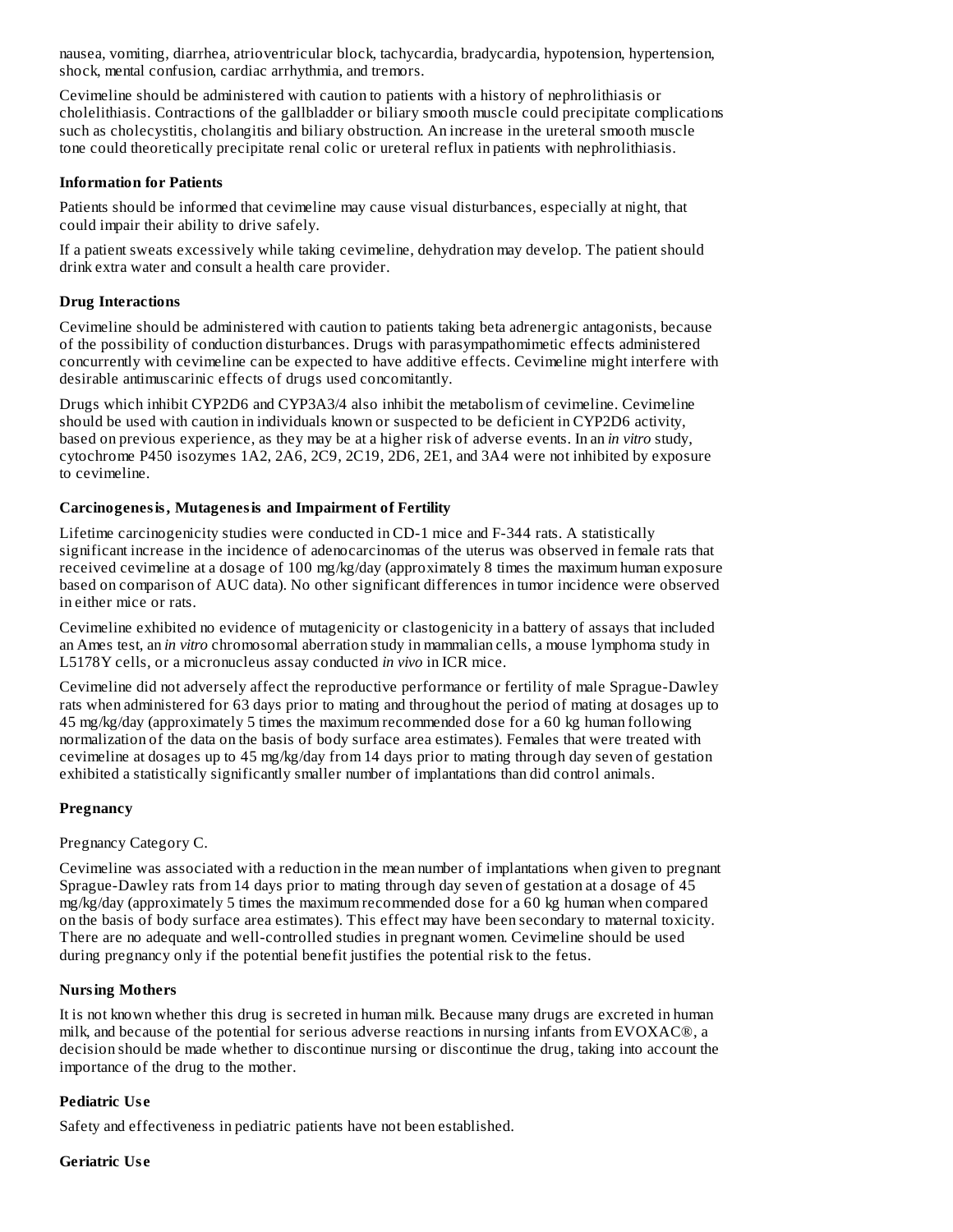nausea, vomiting, diarrhea, atrioventricular block, tachycardia, bradycardia, hypotension, hypertension, shock, mental confusion, cardiac arrhythmia, and tremors.

Cevimeline should be administered with caution to patients with a history of nephrolithiasis or cholelithiasis. Contractions of the gallbladder or biliary smooth muscle could precipitate complications such as cholecystitis, cholangitis and biliary obstruction. An increase in the ureteral smooth muscle tone could theoretically precipitate renal colic or ureteral reflux in patients with nephrolithiasis.

**Information for Patients**

Patients should be informed that cevimeline may cause visual disturbances, especially at night, that could impair their ability to drive safely.

If a patient sweats excessively while taking cevimeline, dehydration may develop. The patient should drink extra water and consult a health care provider.

**Drug Interactions**

Cevimeline should be administered with caution to patients taking beta adrenergic antagonists, because of the possibility of conduction disturbances. Drugs with parasympathomimetic effects administered concurrently with cevimeline can be expected to have additive effects. Cevimeline might interfere with desirable antimuscarinic effects of drugs used concomitantly.

Drugs which inhibit CYP2D6 and CYP3A3/4 also inhibit the metabolism of cevimeline. Cevimeline should be used with caution in individuals known or suspected to be deficient in CYP2D6 activity, based on previous experience, as they may be at a higher risk of adverse events. In an *in vitro* study, cytochrome P450 isozymes 1A2, 2A6, 2C9, 2C19, 2D6, 2E1, and 3A4 were not inhibited by exposure to cevimeline.

**Carcinogenesis, Mutagenesis and Impairment of Fertility**

Lifetime carcinogenicity studies were conducted in CD-1 mice and F-344 rats. A statistically significant increase in the incidence of adenocarcinomas of the uterus was observed in female rats that received cevimeline at a dosage of 100 mg/kg/day (approximately 8 times the maximum human exposure based on comparison of AUC data). No other significant differences in tumor incidence were observed in either mice or rats.

Cevimeline exhibited no evidence of mutagenicity or clastogenicity in a battery of assays that included an Ames test, an *in vitro* chromosomal aberration study in mammalian cells, a mouse lymphoma study in L5178Y cells, or a micronucleus assay conducted *in vivo* in ICR mice.

Cevimeline did not adversely affect the reproductive performance or fertility of male Sprague-Dawley rats when administered for 63 days prior to mating and throughout the period of mating at dosages up to 45 mg/kg/day (approximately 5 times the maximum recommended dose for a 60 kg human following normalization of the data on the basis of body surface area estimates). Females that were treated with cevimeline at dosages up to 45 mg/kg/day from 14 days prior to mating through day seven of gestation exhibited a statistically significantly smaller number of implantations than did control animals.

**Pregnancy**

Pregnancy Category C.

Cevimeline was associated with a reduction in the mean number of implantations when given to pregnant Sprague-Dawley rats from 14 days prior to mating through day seven of gestation at a dosage of 45 mg/kg/day (approximately 5 times the maximum recommended dose for a 60 kg human when compared on the basis of body surface area estimates). This effect may have been secondary to maternal toxicity. There are no adequate and well-controlled studies in pregnant women. Cevimeline should be used during pregnancy only if the potential benefit justifies the potential risk to the fetus.

**Nursing Mothers**

It is not known whether this drug is secreted in human milk. Because many drugs are excreted in human milk, and because of the potential for serious adverse reactions in nursing infants from EVOXAC®, a decision should be made whether to discontinue nursing or discontinue the drug, taking into account the importance of the drug to the mother.

**Pediatric Use**

Safety and effectiveness in pediatric patients have not been established.

**Geriatric Use**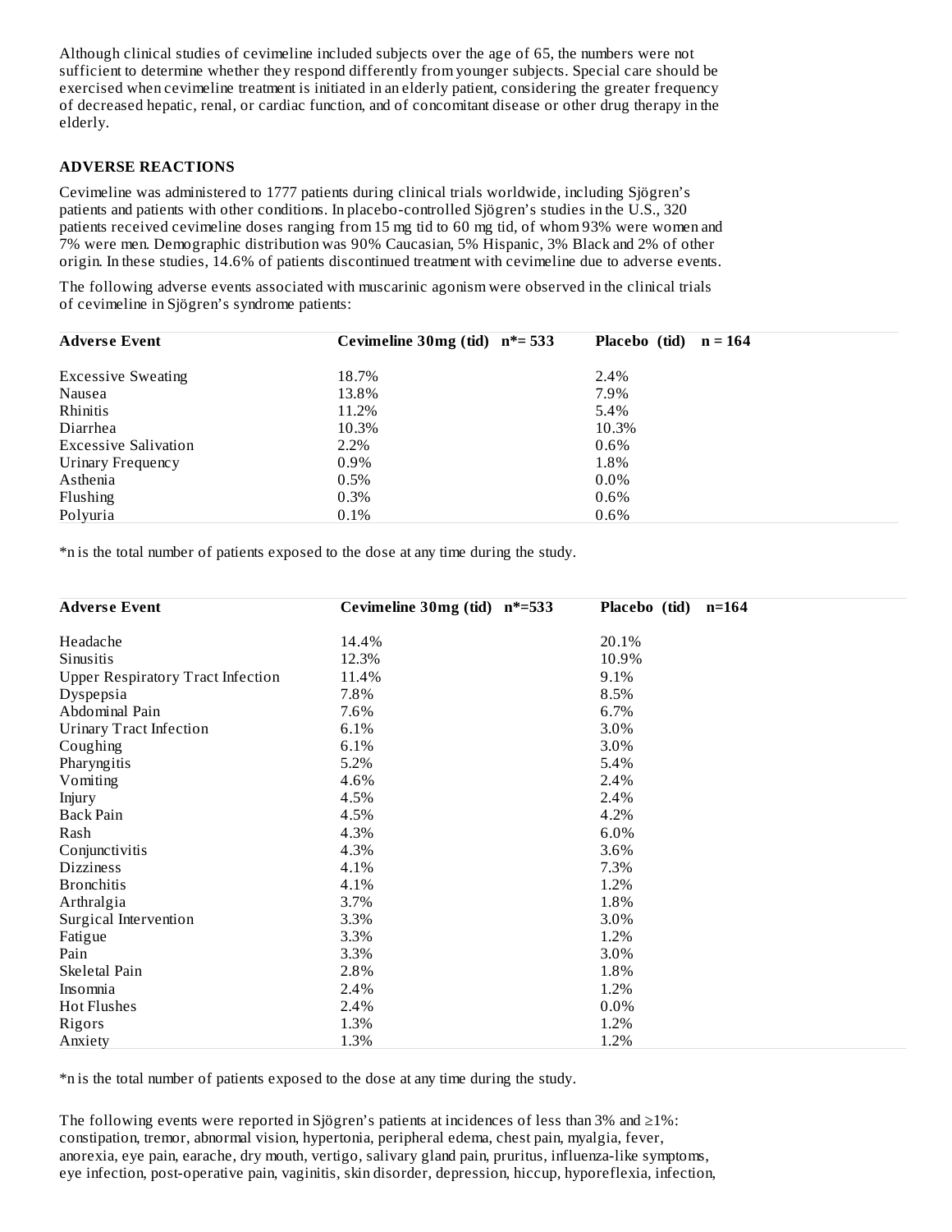Although clinical studies of cevimeline included subjects over the age of 65, the numbers were not sufficient to determine whether they respond differently from younger subjects. Special care should be exercised when cevimeline treatment is initiated in an elderly patient, considering the greater frequency of decreased hepatic, renal, or cardiac function, and of concomitant disease or other drug therapy in the elderly.

## ADVERSE REACTIONS

Cevimeline was administered to 1777 patients during clinical trials worldwide, including Sjögren's patients and patients with other conditions. In placebo-controlled Sjögren's studies in the U.S., 320 patients received cevimeline doses ranging from 15 mg tid to 60 mg tid, of whom 93% were women and 7% were men. Demographic distribution was 90% Caucasian, 5% Hispanic, 3% Black and 2% of other origin. In these studies, 14.6% of patients discontinued treatment with cevimeline due to adverse events.

The following adverse events associated with muscarinic agonism were observed in the clinical trials of cevimeline in Sjögren's syndrome patients:

| Adverse Event | Cevimeline 30mg (tid) n*= 533 | Placebo (tid) n = 164 |
|---|---|---|
| Excessive Sweating | 18.7% | 2.4% |
| Nausea | 13.8% | 7.9% |
| Rhinitis | 11.2% | 5.4% |
| Diarrhea | 10.3% | 10.3% |
| Excessive Salivation | 2.2% | 0.6% |
| Urinary Frequency | 0.9% | 1.8% |
| Asthenia | 0.5% | 0.0% |
| Flushing | 0.3% | 0.6% |
| Polyuria | 0.1% | 0.6% |

*n is the total number of patients exposed to the dose at any time during the study.

| Adverse Event | Cevimeline 30mg (tid) n*=533 | Placebo (tid) n=164 |
|---|---|---|
| Headache | 14.4% | 20.1% |
| Sinusitis | 12.3% | 10.9% |
| Upper Respiratory Tract Infection | 11.4% | 9.1% |
| Dyspepsia | 7.8% | 8.5% |
| Abdominal Pain | 7.6% | 6.7% |
| Urinary Tract Infection | 6.1% | 3.0% |
| Coughing | 6.1% | 3.0% |
| Pharyngitis | 5.2% | 5.4% |
| Vomiting | 4.6% | 2.4% |
| Injury | 4.5% | 2.4% |
| Back Pain | 4.5% | 4.2% |
| Rash | 4.3% | 6.0% |
| Conjunctivitis | 4.3% | 3.6% |
| Dizziness | 4.1% | 7.3% |
| Bronchitis | 4.1% | 1.2% |
| Arthralgia | 3.7% | 1.8% |
| Surgical Intervention | 3.3% | 3.0% |
| Fatigue | 3.3% | 1.2% |
| Pain | 3.3% | 3.0% |
| Skeletal Pain | 2.8% | 1.8% |
| Insomnia | 2.4% | 1.2% |
| Hot Flushes | 2.4% | 0.0% |
| Rigors | 1.3% | 1.2% |
| Anxiety | 1.3% | 1.2% |

*n is the total number of patients exposed to the dose at any time during the study.

The following events were reported in Sjögren's patients at incidences of less than 3% and ≥1%: constipation, tremor, abnormal vision, hypertonia, peripheral edema, chest pain, myalgia, fever, anorexia, eye pain, earache, dry mouth, vertigo, salivary gland pain, pruritus, influenza-like symptoms, eye infection, post-operative pain, vaginitis, skin disorder, depression, hiccup, hyporeflexia, infection,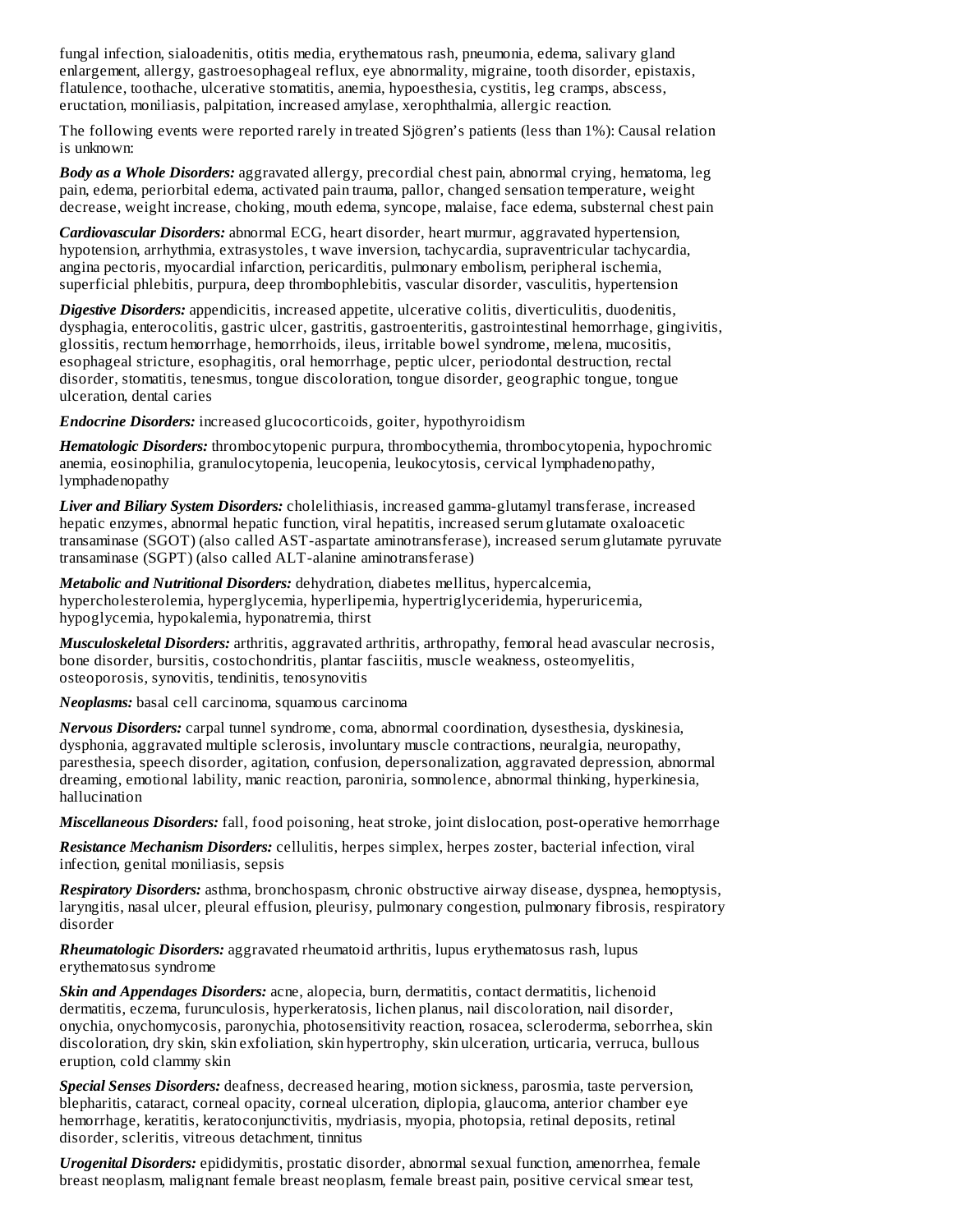fungal infection, sialoadenitis, otitis media, erythematous rash, pneumonia, edema, salivary gland enlargement, allergy, gastroesophageal reflux, eye abnormality, migraine, tooth disorder, epistaxis, flatulence, toothache, ulcerative stomatitis, anemia, hypoesthesia, cystitis, leg cramps, abscess, eructation, moniliasis, palpitation, increased amylase, xerophthalmia, allergic reaction.

The following events were reported rarely in treated Sjögren's patients (less than 1%): Causal relation is unknown:

***Body as a Whole Disorders:*** aggravated allergy, precordial chest pain, abnormal crying, hematoma, leg pain, edema, periorbital edema, activated pain trauma, pallor, changed sensation temperature, weight decrease, weight increase, choking, mouth edema, syncope, malaise, face edema, substernal chest pain

***Cardiovascular Disorders:*** abnormal ECG, heart disorder, heart murmur, aggravated hypertension, hypotension, arrhythmia, extrasystoles, t wave inversion, tachycardia, supraventricular tachycardia, angina pectoris, myocardial infarction, pericarditis, pulmonary embolism, peripheral ischemia, superficial phlebitis, purpura, deep thrombophlebitis, vascular disorder, vasculitis, hypertension

***Digestive Disorders:*** appendicitis, increased appetite, ulcerative colitis, diverticulitis, duodenitis, dysphagia, enterocolitis, gastric ulcer, gastritis, gastroenteritis, gastrointestinal hemorrhage, gingivitis, glossitis, rectum hemorrhage, hemorrhoids, ileus, irritable bowel syndrome, melena, mucositis, esophageal stricture, esophagitis, oral hemorrhage, peptic ulcer, periodontal destruction, rectal disorder, stomatitis, tenesmus, tongue discoloration, tongue disorder, geographic tongue, tongue ulceration, dental caries

***Endocrine Disorders:*** increased glucocorticoids, goiter, hypothyroidism

***Hematologic Disorders:*** thrombocytopenic purpura, thrombocythemia, thrombocytopenia, hypochromic anemia, eosinophilia, granulocytopenia, leucopenia, leukocytosis, cervical lymphadenopathy, lymphadenopathy

***Liver and Biliary System Disorders:*** cholelithiasis, increased gamma-glutamyl transferase, increased hepatic enzymes, abnormal hepatic function, viral hepatitis, increased serum glutamate oxaloacetic transaminase (SGOT) (also called AST-aspartate aminotransferase), increased serum glutamate pyruvate transaminase (SGPT) (also called ALT-alanine aminotransferase)

***Metabolic and Nutritional Disorders:*** dehydration, diabetes mellitus, hypercalcemia, hypercholesterolemia, hyperglycemia, hyperlipemia, hypertriglyceridemia, hyperuricemia, hypoglycemia, hypokalemia, hyponatremia, thirst

***Musculoskeletal Disorders:*** arthritis, aggravated arthritis, arthropathy, femoral head avascular necrosis, bone disorder, bursitis, costochondritis, plantar fasciitis, muscle weakness, osteomyelitis, osteoporosis, synovitis, tendinitis, tenosynovitis

***Neoplasms:*** basal cell carcinoma, squamous carcinoma

***Nervous Disorders:*** carpal tunnel syndrome, coma, abnormal coordination, dysesthesia, dyskinesia, dysphonia, aggravated multiple sclerosis, involuntary muscle contractions, neuralgia, neuropathy, paresthesia, speech disorder, agitation, confusion, depersonalization, aggravated depression, abnormal dreaming, emotional lability, manic reaction, paroniria, somnolence, abnormal thinking, hyperkinesia, hallucination

***Miscellaneous Disorders:*** fall, food poisoning, heat stroke, joint dislocation, post-operative hemorrhage

***Resistance Mechanism Disorders:*** cellulitis, herpes simplex, herpes zoster, bacterial infection, viral infection, genital moniliasis, sepsis

***Respiratory Disorders:*** asthma, bronchospasm, chronic obstructive airway disease, dyspnea, hemoptysis, laryngitis, nasal ulcer, pleural effusion, pleurisy, pulmonary congestion, pulmonary fibrosis, respiratory disorder

***Rheumatologic Disorders:*** aggravated rheumatoid arthritis, lupus erythematosus rash, lupus erythematosus syndrome

***Skin and Appendages Disorders:*** acne, alopecia, burn, dermatitis, contact dermatitis, lichenoid dermatitis, eczema, furunculosis, hyperkeratosis, lichen planus, nail discoloration, nail disorder, onychia, onychomycosis, paronychia, photosensitivity reaction, rosacea, scleroderma, seborrhea, skin discoloration, dry skin, skin exfoliation, skin hypertrophy, skin ulceration, urticaria, verruca, bullous eruption, cold clammy skin

***Special Senses Disorders:*** deafness, decreased hearing, motion sickness, parosmia, taste perversion, blepharitis, cataract, corneal opacity, corneal ulceration, diplopia, glaucoma, anterior chamber eye hemorrhage, keratitis, keratoconjunctivitis, mydriasis, myopia, photopsia, retinal deposits, retinal disorder, scleritis, vitreous detachment, tinnitus

***Urogenital Disorders:*** epididymitis, prostatic disorder, abnormal sexual function, amenorrhea, female breast neoplasm, malignant female breast neoplasm, female breast pain, positive cervical smear test,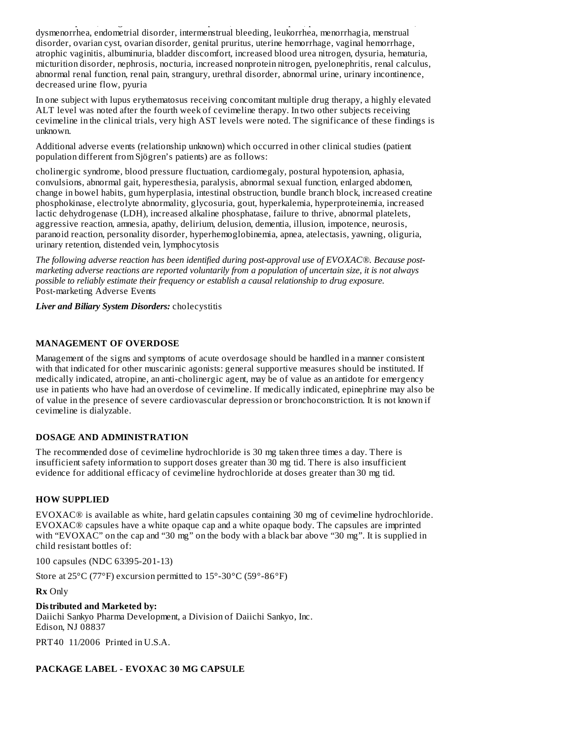dysmenorrhea, endometrial disorder, intermenstrual bleeding, leukorrhea, menorrhagia, menstrual disorder, ovarian cyst, ovarian disorder, genital pruritus, uterine hemorrhage, vaginal hemorrhage, atrophic vaginitis, albuminuria, bladder discomfort, increased blood urea nitrogen, dysuria, hematuria, micturition disorder, nephrosis, nocturia, increased nonprotein nitrogen, pyelonephritis, renal calculus, abnormal renal function, renal pain, strangury, urethral disorder, abnormal urine, urinary incontinence, decreased urine flow, pyuria

In one subject with lupus erythematosus receiving concomitant multiple drug therapy, a highly elevated ALT level was noted after the fourth week of cevimeline therapy. In two other subjects receiving cevimeline in the clinical trials, very high AST levels were noted. The significance of these findings is unknown.

Additional adverse events (relationship unknown) which occurred in other clinical studies (patient population different from Sjögren's patients) are as follows:

cholinergic syndrome, blood pressure fluctuation, cardiomegaly, postural hypotension, aphasia, convulsions, abnormal gait, hyperesthesia, paralysis, abnormal sexual function, enlarged abdomen, change in bowel habits, gum hyperplasia, intestinal obstruction, bundle branch block, increased creatine phosphokinase, electrolyte abnormality, glycosuria, gout, hyperkalemia, hyperproteinemia, increased lactic dehydrogenase (LDH), increased alkaline phosphatase, failure to thrive, abnormal platelets, aggressive reaction, amnesia, apathy, delirium, delusion, dementia, illusion, impotence, neurosis, paranoid reaction, personality disorder, hyperhemoglobinemia, apnea, atelectasis, yawning, oliguria, urinary retention, distended vein, lymphocytosis

*The following adverse reaction has been identified during post-approval use of EVOXAC®. Because post-marketing adverse reactions are reported voluntarily from a population of uncertain size, it is not always possible to reliably estimate their frequency or establish a causal relationship to drug exposure.*
Post-marketing Adverse Events

***Liver and Biliary System Disorders:*** cholecystitis

## MANAGEMENT OF OVERDOSE

Management of the signs and symptoms of acute overdosage should be handled in a manner consistent with that indicated for other muscarinic agonists: general supportive measures should be instituted. If medically indicated, atropine, an anti-cholinergic agent, may be of value as an antidote for emergency use in patients who have had an overdose of cevimeline. If medically indicated, epinephrine may also be of value in the presence of severe cardiovascular depression or bronchoconstriction. It is not known if cevimeline is dialyzable.

## DOSAGE AND ADMINISTRATION

The recommended dose of cevimeline hydrochloride is 30 mg taken three times a day. There is insufficient safety information to support doses greater than 30 mg tid. There is also insufficient evidence for additional efficacy of cevimeline hydrochloride at doses greater than 30 mg tid.

## HOW SUPPLIED

EVOXAC® is available as white, hard gelatin capsules containing 30 mg of cevimeline hydrochloride. EVOXAC® capsules have a white opaque cap and a white opaque body. The capsules are imprinted with "EVOXAC" on the cap and "30 mg" on the body with a black bar above "30 mg". It is supplied in child resistant bottles of:

100 capsules (NDC 63395-201-13)

Store at 25°C (77°F) excursion permitted to 15°-30°C (59°-86°F)

**Rx** Only

**Distributed and Marketed by:**
Daiichi Sankyo Pharma Development, a Division of Daiichi Sankyo, Inc.
Edison, NJ 08837

PRT40 11/2006 Printed in U.S.A.

## PACKAGE LABEL - EVOXAC 30 MG CAPSULE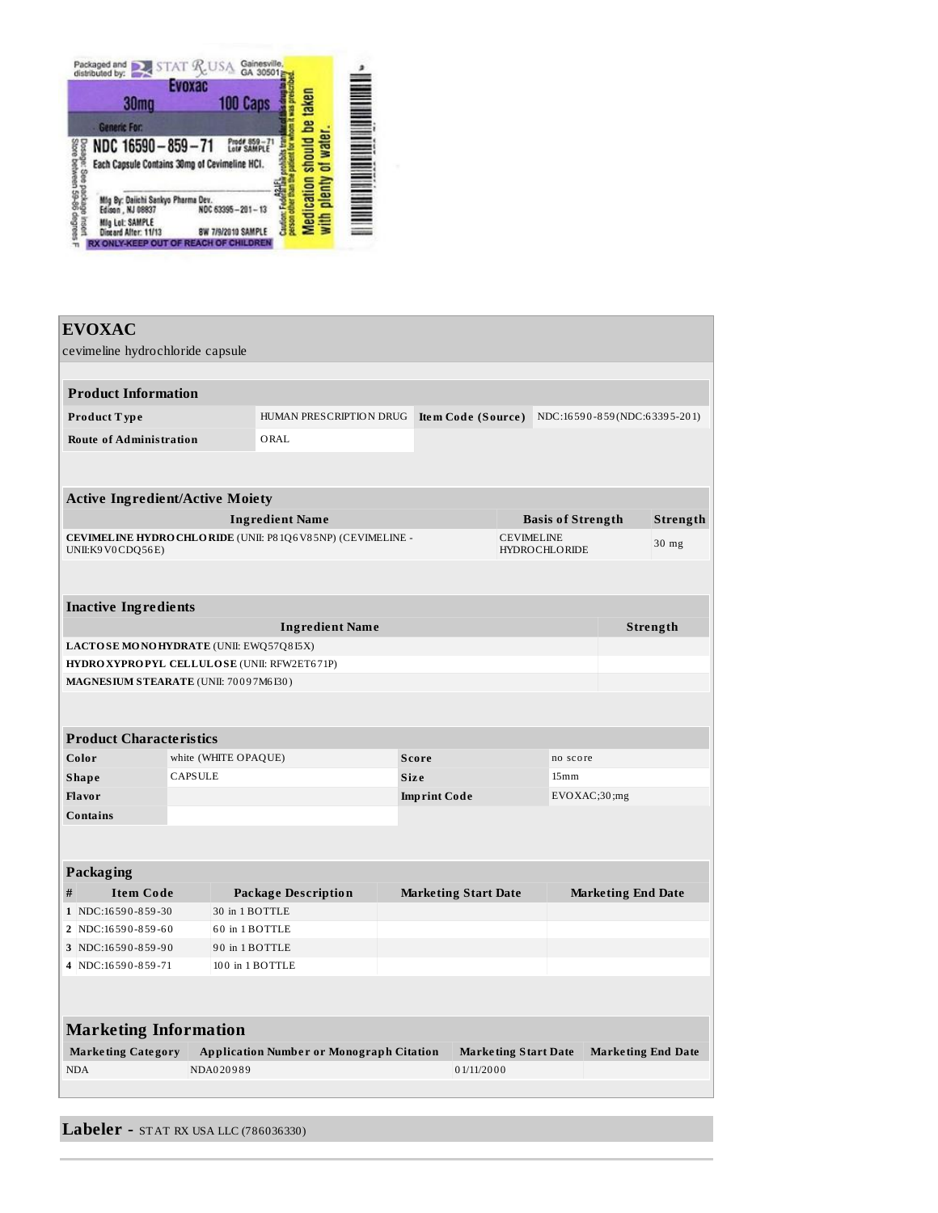Packaged and distributed by: STAT Rx USA Gainesville, GA 30501

Evoxac

30mg 100 Caps

Generic For:

NDC 16590-859-71 Prod# 859-71 Lot# SAMPLE

Each Capsule Contains 30mg of Cevimeline HCl.

Mfg By: Daiichi Sankyo Pharma Dev. Edison, NJ 08837 NDC 63395-201-13

Mfg Lot: SAMPLE

Discard After: 11/13 BW 7/9/2010 SAMPLE

RX ONLY-KEEP OUT OF REACH OF CHILDREN

Dosage: See package insert. Store between 59-86 degrees F

Caution: Federal law prohibits transfer of this drug to any person other than the patient for whom it was prescribed.

Medication should be taken with plenty of water.

# EVOXAC

cevimeline hydrochloride capsule

| **Product Information** | | | |
|---|---|---|---|
| **Product Type** | HUMAN PRESCRIPTION DRUG | **Item Code (Source)** | NDC:16590-859(NDC:63395-201) |
| **Route of Administration** | ORAL | | |

| **Active Ingredient/Active Moiety** | | |
|---|---|---|
| **Ingredient Name** | **Basis of Strength** | **Strength** |
| **CEVIMELINE HYDROCHLORIDE** (UNII: P81Q6V85NP) (CEVIMELINE - UNII:K9V0CDQ56E) | CEVIMELINE HYDROCHLORIDE | 30 mg |

| **Inactive Ingredients** | |
|---|---|
| **Ingredient Name** | **Strength** |
| **LACTOSE MONOHYDRATE** (UNII: EWQ57Q8I5X) | |
| **HYDROXYPROPYL CELLULOSE** (UNII: RFW2ET671P) | |
| **MAGNESIUM STEARATE** (UNII: 70097M6I30) | |

| **Product Characteristics** | | | |
|---|---|---|---|
| **Color** | white (WHITE OPAQUE) | **Score** | no score |
| **Shape** | CAPSULE | **Size** | 15mm |
| **Flavor** | | **Imprint Code** | EVOXAC;30;mg |
| **Contains** | | | |

| **Packaging** | | | | |
|---|---|---|---|---|
| **#** | **Item Code** | **Package Description** | **Marketing Start Date** | **Marketing End Date** |
| 1 | NDC:16590-859-30 | 30 in 1 BOTTLE | | |
| 2 | NDC:16590-859-60 | 60 in 1 BOTTLE | | |
| 3 | NDC:16590-859-90 | 90 in 1 BOTTLE | | |
| 4 | NDC:16590-859-71 | 100 in 1 BOTTLE | | |

| **Marketing Information** | | | |
|---|---|---|---|
| **Marketing Category** | **Application Number or Monograph Citation** | **Marketing Start Date** | **Marketing End Date** |
| NDA | NDA020989 | 01/11/2000 | |

**Labeler -** STAT RX USA LLC (786036330)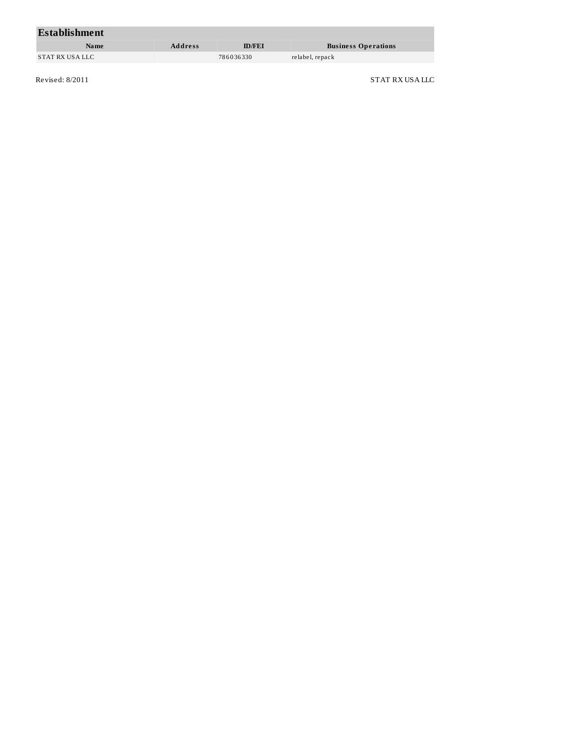## Establishment

| Name | Address | ID/FEI | Business Operations |
|---|---|---|---|
| STAT RX USA LLC | | 786036330 | relabel, repack |

Revised: 8/2011

STAT RX USA LLC